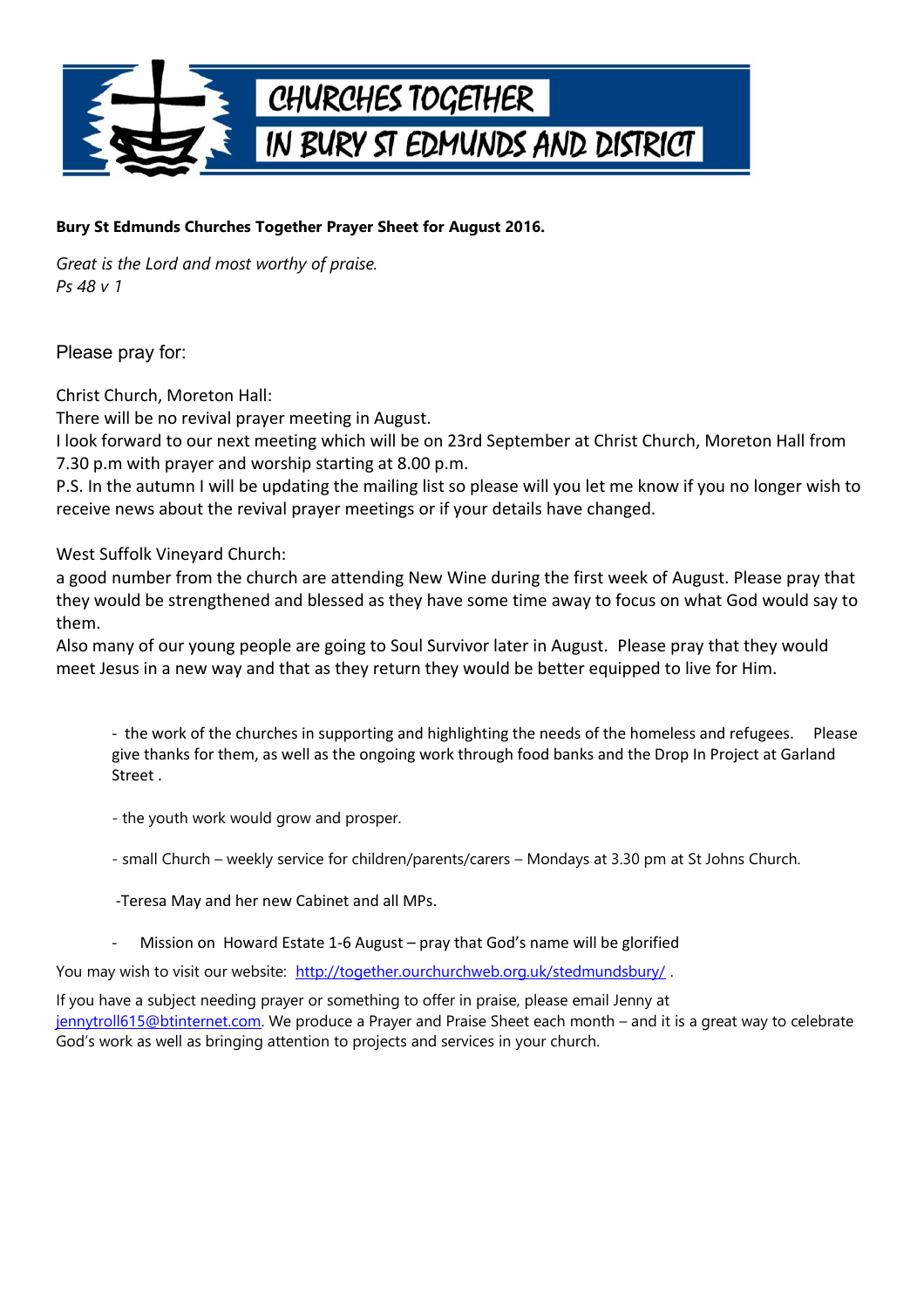# CHURCHES TOGETHER IN BURY ST EDMUNDS AND DISTRICT

**Bury St Edmunds Churches Together Prayer Sheet for August 2016.**

*Great is the Lord and most worthy of praise.*
*Ps 48 v 1*

Please pray for:

Christ Church, Moreton Hall:
There will be no revival prayer meeting in August.
I look forward to our next meeting which will be on 23rd September at Christ Church, Moreton Hall from 7.30 p.m with prayer and worship starting at 8.00 p.m.
P.S. In the autumn I will be updating the mailing list so please will you let me know if you no longer wish to receive news about the revival prayer meetings or if your details have changed.

West Suffolk Vineyard Church:
a good number from the church are attending New Wine during the first week of August. Please pray that they would be strengthened and blessed as they have some time away to focus on what God would say to them.
Also many of our young people are going to Soul Survivor later in August. Please pray that they would meet Jesus in a new way and that as they return they would be better equipped to live for Him.

- the work of the churches in supporting and highlighting the needs of the homeless and refugees. Please give thanks for them, as well as the ongoing work through food banks and the Drop In Project at Garland Street .

- the youth work would grow and prosper.

- small Church – weekly service for children/parents/carers – Mondays at 3.30 pm at St Johns Church.

- Teresa May and her new Cabinet and all MPs.

- Mission on Howard Estate 1-6 August – pray that God's name will be glorified

You may wish to visit our website: http://together.ourchurchweb.org.uk/stedmundsbury/ .

If you have a subject needing prayer or something to offer in praise, please email Jenny at jennytroll615@btinternet.com. We produce a Prayer and Praise Sheet each month – and it is a great way to celebrate God's work as well as bringing attention to projects and services in your church.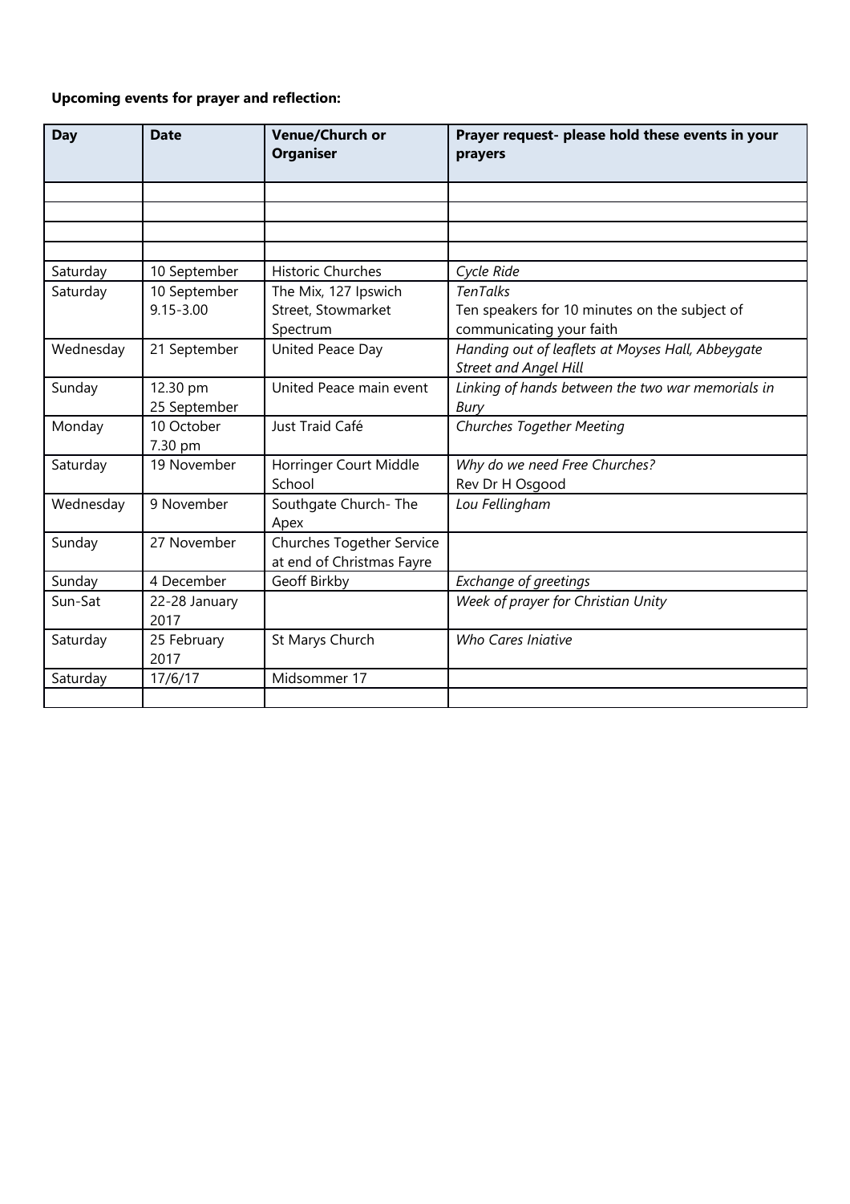**Upcoming events for prayer and reflection:**

| Day | Date | Venue/Church or Organiser | Prayer request- please hold these events in your prayers |
|---|---|---|---|
| | | | |
| | | | |
| | | | |
| | | | |
| Saturday | 10 September | Historic Churches | *Cycle Ride* |
| Saturday | 10 September 9.15-3.00 | The Mix, 127 Ipswich Street, Stowmarket Spectrum | *TenTalks* Ten speakers for 10 minutes on the subject of communicating your faith |
| Wednesday | 21 September | United Peace Day | *Handing out of leaflets at Moyses Hall, Abbeygate Street and Angel Hill* |
| Sunday | 12.30 pm 25 September | United Peace main event | *Linking of hands between the two war memorials in Bury* |
| Monday | 10 October 7.30 pm | Just Traid Café | *Churches Together Meeting* |
| Saturday | 19 November | Horringer Court Middle School | *Why do we need Free Churches?* Rev Dr H Osgood |
| Wednesday | 9 November | Southgate Church- The Apex | *Lou Fellingham* |
| Sunday | 27 November | Churches Together Service at end of Christmas Fayre | |
| Sunday | 4 December | Geoff Birkby | *Exchange of greetings* |
| Sun-Sat | 22-28 January 2017 | | *Week of prayer for Christian Unity* |
| Saturday | 25 February 2017 | St Marys Church | *Who Cares Iniative* |
| Saturday | 17/6/17 | Midsommer 17 | |
| | | | |